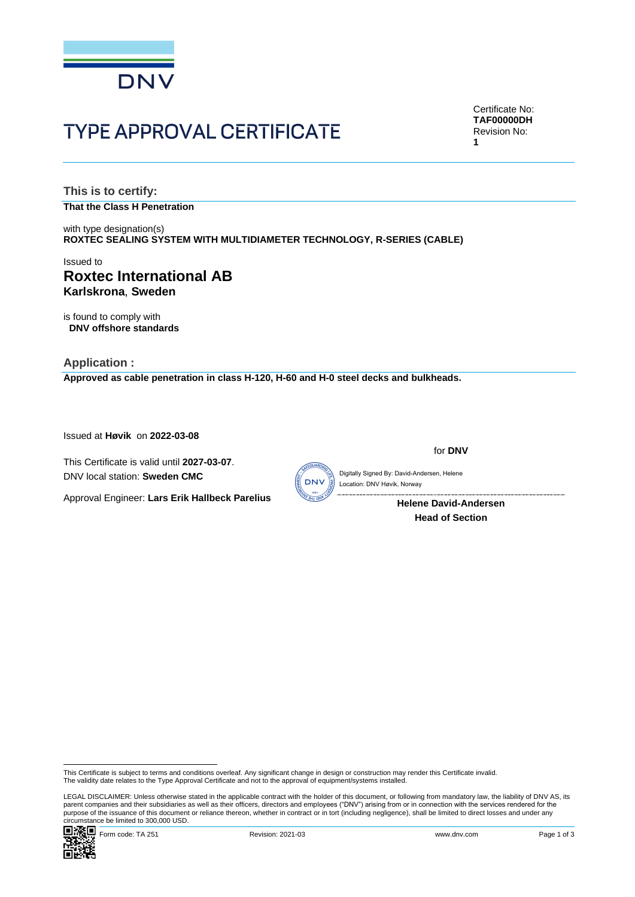DNV

# TYPE APPROVAL CERTIFICATE

Certificate No:
**TAF00000DH**
Revision No:
**1**

## This is to certify:

**That the Class H Penetration**

with type designation(s)
**ROXTEC SEALING SYSTEM WITH MULTIDIAMETER TECHNOLOGY, R-SERIES (CABLE)**

Issued to
**Roxtec International AB**
**Karlskrona**, **Sweden**

is found to comply with
**DNV offshore standards**

## Application :

**Approved as cable penetration in class H-120, H-60 and H-0 steel decks and bulkheads.**

Issued at **Høvik** on **2022-03-08**

This Certificate is valid until **2027-03-07**.
DNV local station: **Sweden CMC**

Approval Engineer: **Lars Erik Hallbeck Parelius**

for **DNV**

Digitally Signed By: David-Andersen, Helene
Location: DNV Høvik, Norway

**Helene David-Andersen**
**Head of Section**

This Certificate is subject to terms and conditions overleaf. Any significant change in design or construction may render this Certificate invalid.
The validity date relates to the Type Approval Certificate and not to the approval of equipment/systems installed.

LEGAL DISCLAIMER: Unless otherwise stated in the applicable contract with the holder of this document, or following from mandatory law, the liability of DNV AS, its parent companies and their subsidiaries as well as their officers, directors and employees ("DNV") arising from or in connection with the services rendered for the purpose of the issuance of this document or reliance thereon, whether in contract or in tort (including negligence), shall be limited to direct losses and under any circumstance be limited to 300,000 USD.

Form code: TA 251 Revision: 2021-03 www.dnv.com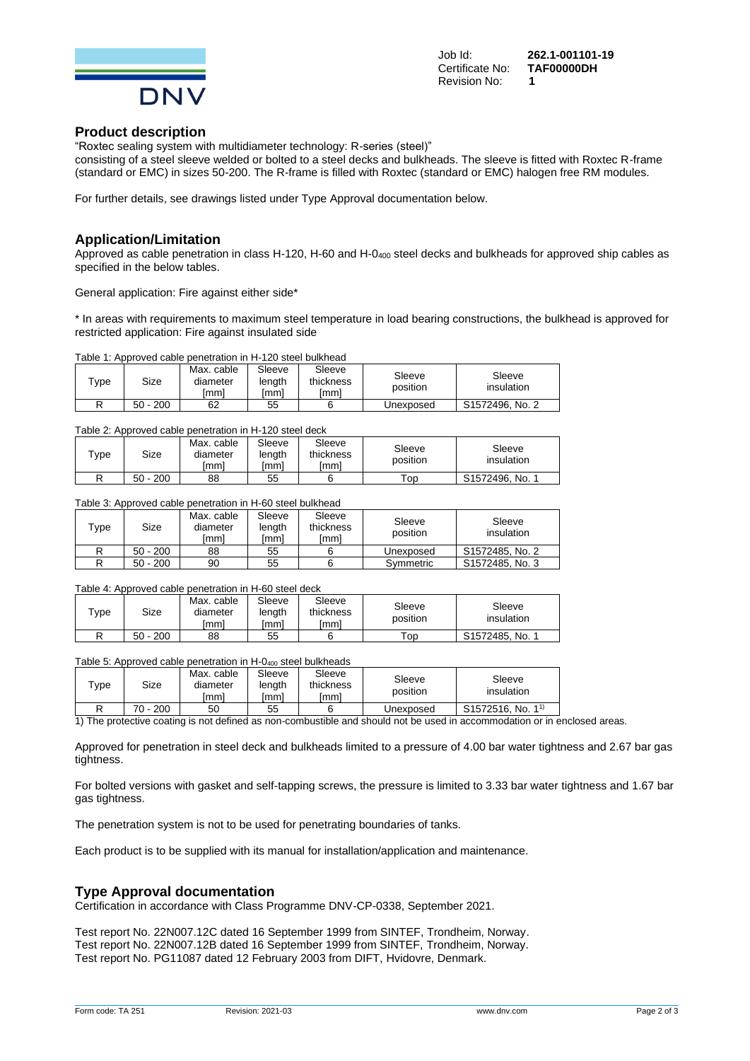Job Id: **262.1-001101-19**
Certificate No: **TAF00000DH**
Revision No: **1**

## Product description

"Roxtec sealing system with multidiameter technology: R-series (steel)"
consisting of a steel sleeve welded or bolted to a steel decks and bulkheads. The sleeve is fitted with Roxtec R-frame (standard or EMC) in sizes 50-200. The R-frame is filled with Roxtec (standard or EMC) halogen free RM modules.

For further details, see drawings listed under Type Approval documentation below.

## Application/Limitation

Approved as cable penetration in class H-120, H-60 and H-$0_{400}$ steel decks and bulkheads for approved ship cables as specified in the below tables.

General application: Fire against either side*

* In areas with requirements to maximum steel temperature in load bearing constructions, the bulkhead is approved for restricted application: Fire against insulated side

Table 1: Approved cable penetration in H-120 steel bulkhead

| Type | Size | Max. cable diameter [mm] | Sleeve length [mm] | Sleeve thickness [mm] | Sleeve position | Sleeve insulation |
|---|---|---|---|---|---|---|
| R | 50 - 200 | 62 | 55 | 6 | Unexposed | S1572496, No. 2 |

Table 2: Approved cable penetration in H-120 steel deck

| Type | Size | Max. cable diameter [mm] | Sleeve length [mm] | Sleeve thickness [mm] | Sleeve position | Sleeve insulation |
|---|---|---|---|---|---|---|
| R | 50 - 200 | 88 | 55 | 6 | Top | S1572496, No. 1 |

Table 3: Approved cable penetration in H-60 steel bulkhead

| Type | Size | Max. cable diameter [mm] | Sleeve length [mm] | Sleeve thickness [mm] | Sleeve position | Sleeve insulation |
|---|---|---|---|---|---|---|
| R | 50 - 200 | 88 | 55 | 6 | Unexposed | S1572485, No. 2 |
| R | 50 - 200 | 90 | 55 | 6 | Symmetric | S1572485, No. 3 |

Table 4: Approved cable penetration in H-60 steel deck

| Type | Size | Max. cable diameter [mm] | Sleeve length [mm] | Sleeve thickness [mm] | Sleeve position | Sleeve insulation |
|---|---|---|---|---|---|---|
| R | 50 - 200 | 88 | 55 | 6 | Top | S1572485, No. 1 |

Table 5: Approved cable penetration in H-$0_{400}$ steel bulkheads

| Type | Size | Max. cable diameter [mm] | Sleeve length [mm] | Sleeve thickness [mm] | Sleeve position | Sleeve insulation |
|---|---|---|---|---|---|---|
| R | 70 - 200 | 50 | 55 | 6 | Unexposed | S1572516, No. 1[1)] |

1) The protective coating is not defined as non-combustible and should not be used in accommodation or in enclosed areas.

Approved for penetration in steel deck and bulkheads limited to a pressure of 4.00 bar water tightness and 2.67 bar gas tightness.

For bolted versions with gasket and self-tapping screws, the pressure is limited to 3.33 bar water tightness and 1.67 bar gas tightness.

The penetration system is not to be used for penetrating boundaries of tanks.

Each product is to be supplied with its manual for installation/application and maintenance.

## Type Approval documentation

Certification in accordance with Class Programme DNV-CP-0338, September 2021.

Test report No. 22N007.12C dated 16 September 1999 from SINTEF, Trondheim, Norway.
Test report No. 22N007.12B dated 16 September 1999 from SINTEF, Trondheim, Norway.
Test report No. PG11087 dated 12 February 2003 from DIFT, Hvidovre, Denmark.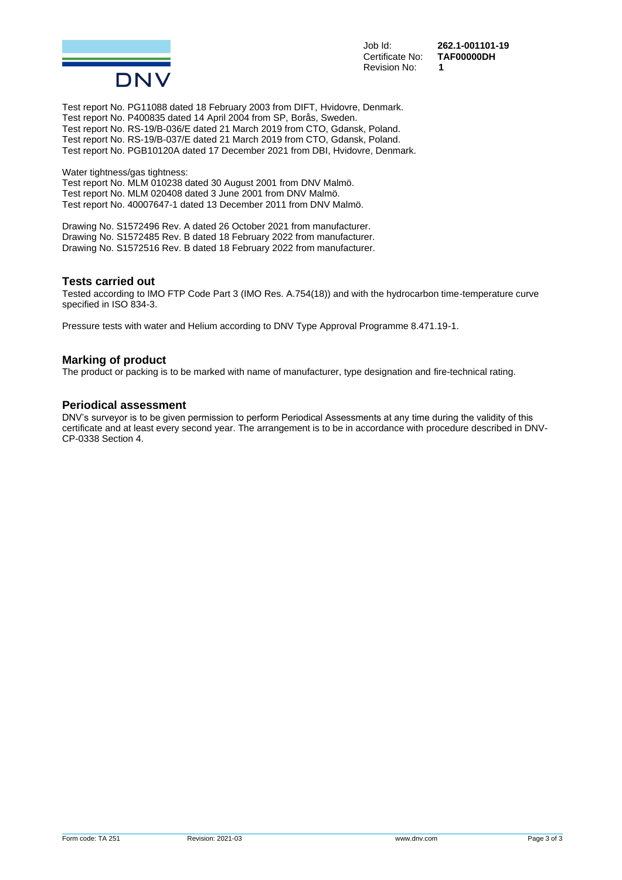Job Id: **262.1-001101-19**
Certificate No: **TAF00000DH**
Revision No: **1**

Test report No. PG11088 dated 18 February 2003 from DIFT, Hvidovre, Denmark.
Test report No. P400835 dated 14 April 2004 from SP, Borås, Sweden.
Test report No. RS-19/B-036/E dated 21 March 2019 from CTO, Gdansk, Poland.
Test report No. RS-19/B-037/E dated 21 March 2019 from CTO, Gdansk, Poland.
Test report No. PGB10120A dated 17 December 2021 from DBI, Hvidovre, Denmark.

Water tightness/gas tightness:
Test report No. MLM 010238 dated 30 August 2001 from DNV Malmö.
Test report No. MLM 020408 dated 3 June 2001 from DNV Malmö.
Test report No. 40007647-1 dated 13 December 2011 from DNV Malmö.

Drawing No. S1572496 Rev. A dated 26 October 2021 from manufacturer.
Drawing No. S1572485 Rev. B dated 18 February 2022 from manufacturer.
Drawing No. S1572516 Rev. B dated 18 February 2022 from manufacturer.

## Tests carried out

Tested according to IMO FTP Code Part 3 (IMO Res. A.754(18)) and with the hydrocarbon time-temperature curve specified in ISO 834-3.

Pressure tests with water and Helium according to DNV Type Approval Programme 8.471.19-1.

## Marking of product

The product or packing is to be marked with name of manufacturer, type designation and fire-technical rating.

## Periodical assessment

DNV's surveyor is to be given permission to perform Periodical Assessments at any time during the validity of this certificate and at least every second year. The arrangement is to be in accordance with procedure described in DNV-CP-0338 Section 4.

Form code: TA 251 Revision: 2021-03 www.dnv.com